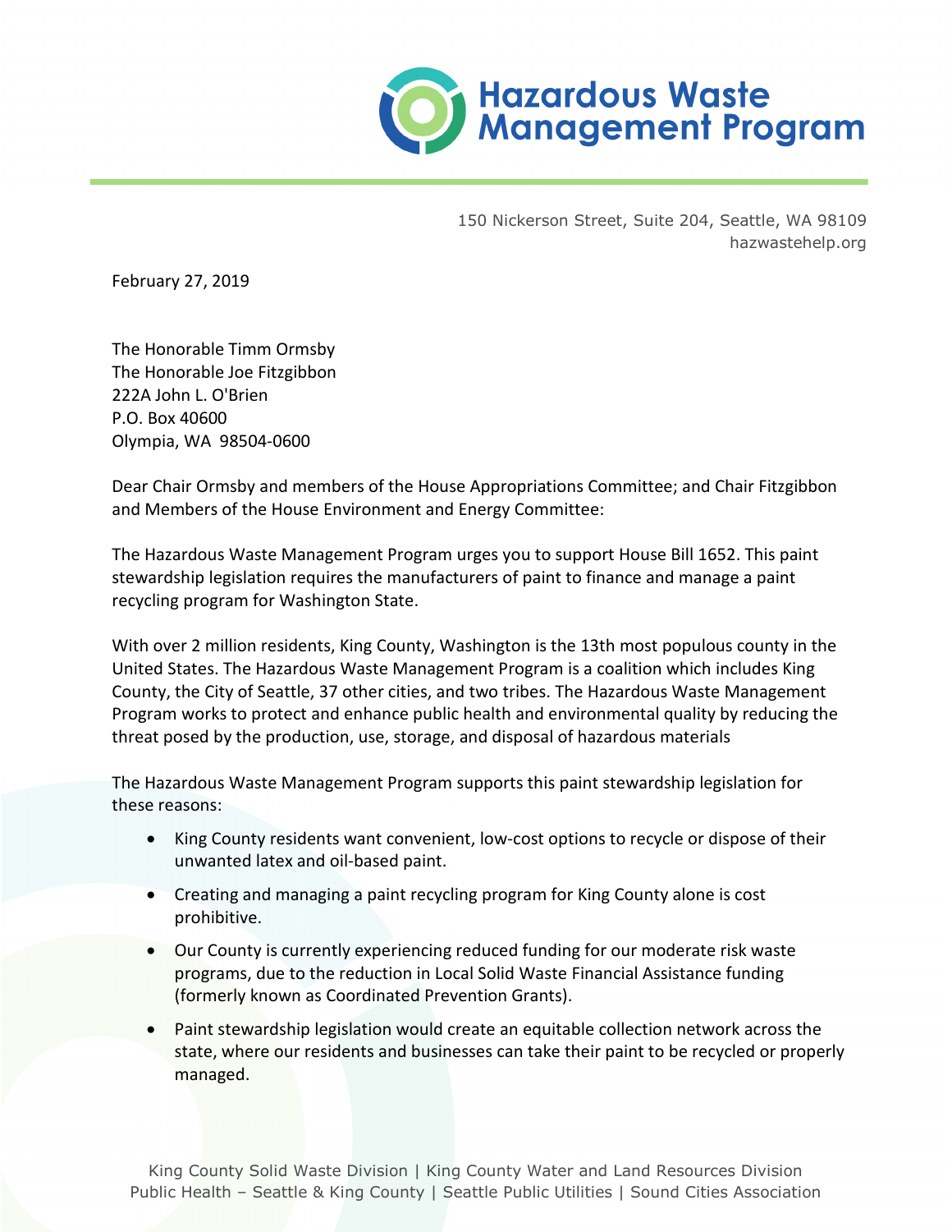# Hazardous Waste Management Program

150 Nickerson Street, Suite 204, Seattle, WA 98109
hazwastehelp.org

February 27, 2019

The Honorable Timm Ormsby
The Honorable Joe Fitzgibbon
222A John L. O'Brien
P.O. Box 40600
Olympia, WA 98504-0600

Dear Chair Ormsby and members of the House Appropriations Committee; and Chair Fitzgibbon and Members of the House Environment and Energy Committee:

The Hazardous Waste Management Program urges you to support House Bill 1652. This paint stewardship legislation requires the manufacturers of paint to finance and manage a paint recycling program for Washington State.

With over 2 million residents, King County, Washington is the 13th most populous county in the United States. The Hazardous Waste Management Program is a coalition which includes King County, the City of Seattle, 37 other cities, and two tribes. The Hazardous Waste Management Program works to protect and enhance public health and environmental quality by reducing the threat posed by the production, use, storage, and disposal of hazardous materials

The Hazardous Waste Management Program supports this paint stewardship legislation for these reasons:

- King County residents want convenient, low-cost options to recycle or dispose of their unwanted latex and oil-based paint.
- Creating and managing a paint recycling program for King County alone is cost prohibitive.
- Our County is currently experiencing reduced funding for our moderate risk waste programs, due to the reduction in Local Solid Waste Financial Assistance funding (formerly known as Coordinated Prevention Grants).
- Paint stewardship legislation would create an equitable collection network across the state, where our residents and businesses can take their paint to be recycled or properly managed.

King County Solid Waste Division | King County Water and Land Resources Division
Public Health – Seattle & King County | Seattle Public Utilities | Sound Cities Association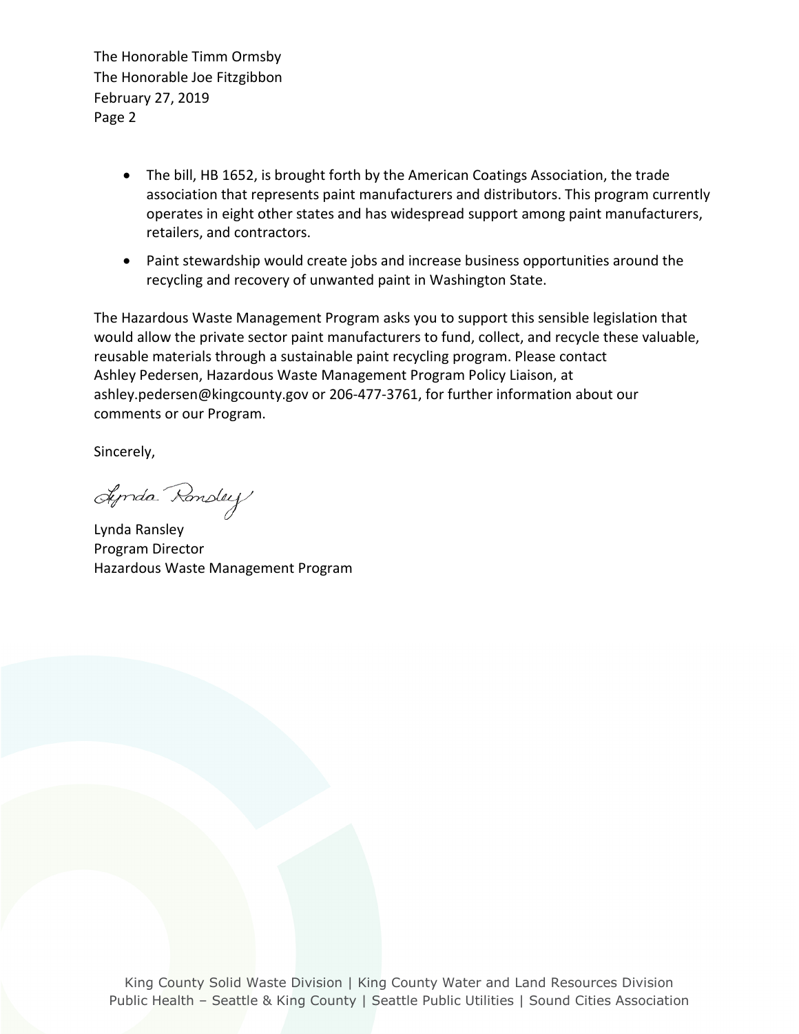- The bill, HB 1652, is brought forth by the American Coatings Association, the trade association that represents paint manufacturers and distributors. This program currently operates in eight other states and has widespread support among paint manufacturers, retailers, and contractors.
- Paint stewardship would create jobs and increase business opportunities around the recycling and recovery of unwanted paint in Washington State.

The Hazardous Waste Management Program asks you to support this sensible legislation that would allow the private sector paint manufacturers to fund, collect, and recycle these valuable, reusable materials through a sustainable paint recycling program. Please contact Ashley Pedersen, Hazardous Waste Management Program Policy Liaison, at ashley.pedersen@kingcounty.gov or 206-477-3761, for further information about our comments or our Program.

Sincerely,

Lynda Ransley

Lynda Ransley
Program Director
Hazardous Waste Management Program

King County Solid Waste Division | King County Water and Land Resources Division
Public Health – Seattle & King County | Seattle Public Utilities | Sound Cities Association